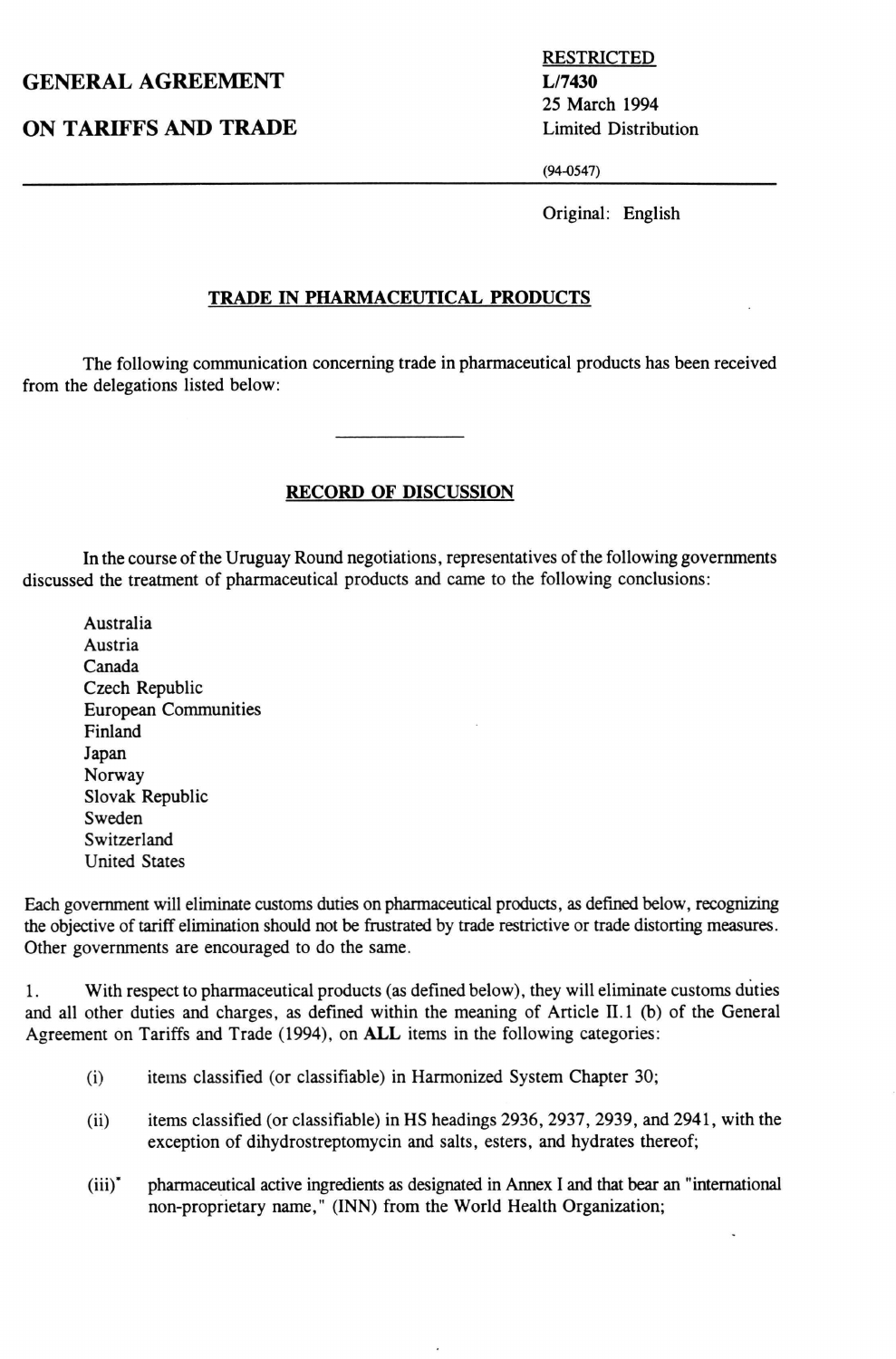**GENERAL AGREEMENT**

**ON TARIFFS AND TRADE**

RESTRICTED
**L/7430**
25 March 1994
Limited Distribution

(94-0547)

Original: English

## TRADE IN PHARMACEUTICAL PRODUCTS

The following communication concerning trade in pharmaceutical products has been received from the delegations listed below:

---

## RECORD OF DISCUSSION

In the course of the Uruguay Round negotiations, representatives of the following governments discussed the treatment of pharmaceutical products and came to the following conclusions:

Australia
Austria
Canada
Czech Republic
European Communities
Finland
Japan
Norway
Slovak Republic
Sweden
Switzerland
United States

Each government will eliminate customs duties on pharmaceutical products, as defined below, recognizing the objective of tariff elimination should not be frustrated by trade restrictive or trade distorting measures. Other governments are encouraged to do the same.

1. With respect to pharmaceutical products (as defined below), they will eliminate customs duties and all other duties and charges, as defined within the meaning of Article II.1 (b) of the General Agreement on Tariffs and Trade (1994), on **ALL** items in the following categories:

(i) items classified (or classifiable) in Harmonized System Chapter 30;

(ii) items classified (or classifiable) in HS headings 2936, 2937, 2939, and 2941, with the exception of dihydrostreptomycin and salts, esters, and hydrates thereof;

(iii)* pharmaceutical active ingredients as designated in Annex I and that bear an "international non-proprietary name," (INN) from the World Health Organization;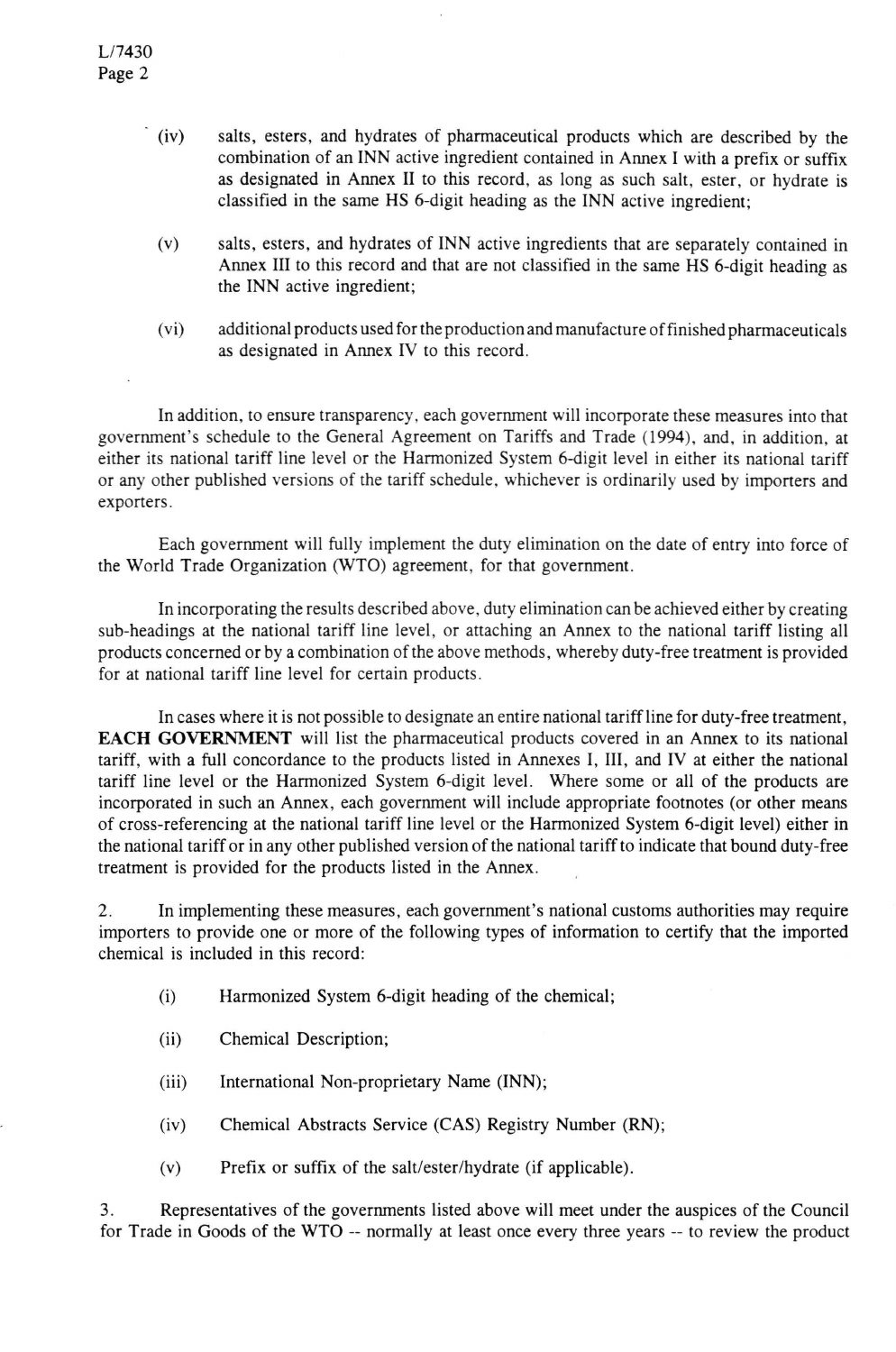(iv) salts, esters, and hydrates of pharmaceutical products which are described by the combination of an INN active ingredient contained in Annex I with a prefix or suffix as designated in Annex II to this record, as long as such salt, ester, or hydrate is classified in the same HS 6-digit heading as the INN active ingredient;

(v) salts, esters, and hydrates of INN active ingredients that are separately contained in Annex III to this record and that are not classified in the same HS 6-digit heading as the INN active ingredient;

(vi) additional products used for the production and manufacture of finished pharmaceuticals as designated in Annex IV to this record.

In addition, to ensure transparency, each government will incorporate these measures into that government's schedule to the General Agreement on Tariffs and Trade (1994), and, in addition, at either its national tariff line level or the Harmonized System 6-digit level in either its national tariff or any other published versions of the tariff schedule, whichever is ordinarily used by importers and exporters.

Each government will fully implement the duty elimination on the date of entry into force of the World Trade Organization (WTO) agreement, for that government.

In incorporating the results described above, duty elimination can be achieved either by creating sub-headings at the national tariff line level, or attaching an Annex to the national tariff listing all products concerned or by a combination of the above methods, whereby duty-free treatment is provided for at national tariff line level for certain products.

In cases where it is not possible to designate an entire national tariff line for duty-free treatment, **EACH GOVERNMENT** will list the pharmaceutical products covered in an Annex to its national tariff, with a full concordance to the products listed in Annexes I, III, and IV at either the national tariff line level or the Harmonized System 6-digit level. Where some or all of the products are incorporated in such an Annex, each government will include appropriate footnotes (or other means of cross-referencing at the national tariff line level or the Harmonized System 6-digit level) either in the national tariff or in any other published version of the national tariff to indicate that bound duty-free treatment is provided for the products listed in the Annex.

2. In implementing these measures, each government's national customs authorities may require importers to provide one or more of the following types of information to certify that the imported chemical is included in this record:

(i) Harmonized System 6-digit heading of the chemical;

(ii) Chemical Description;

(iii) International Non-proprietary Name (INN);

(iv) Chemical Abstracts Service (CAS) Registry Number (RN);

(v) Prefix or suffix of the salt/ester/hydrate (if applicable).

3. Representatives of the governments listed above will meet under the auspices of the Council for Trade in Goods of the WTO -- normally at least once every three years -- to review the product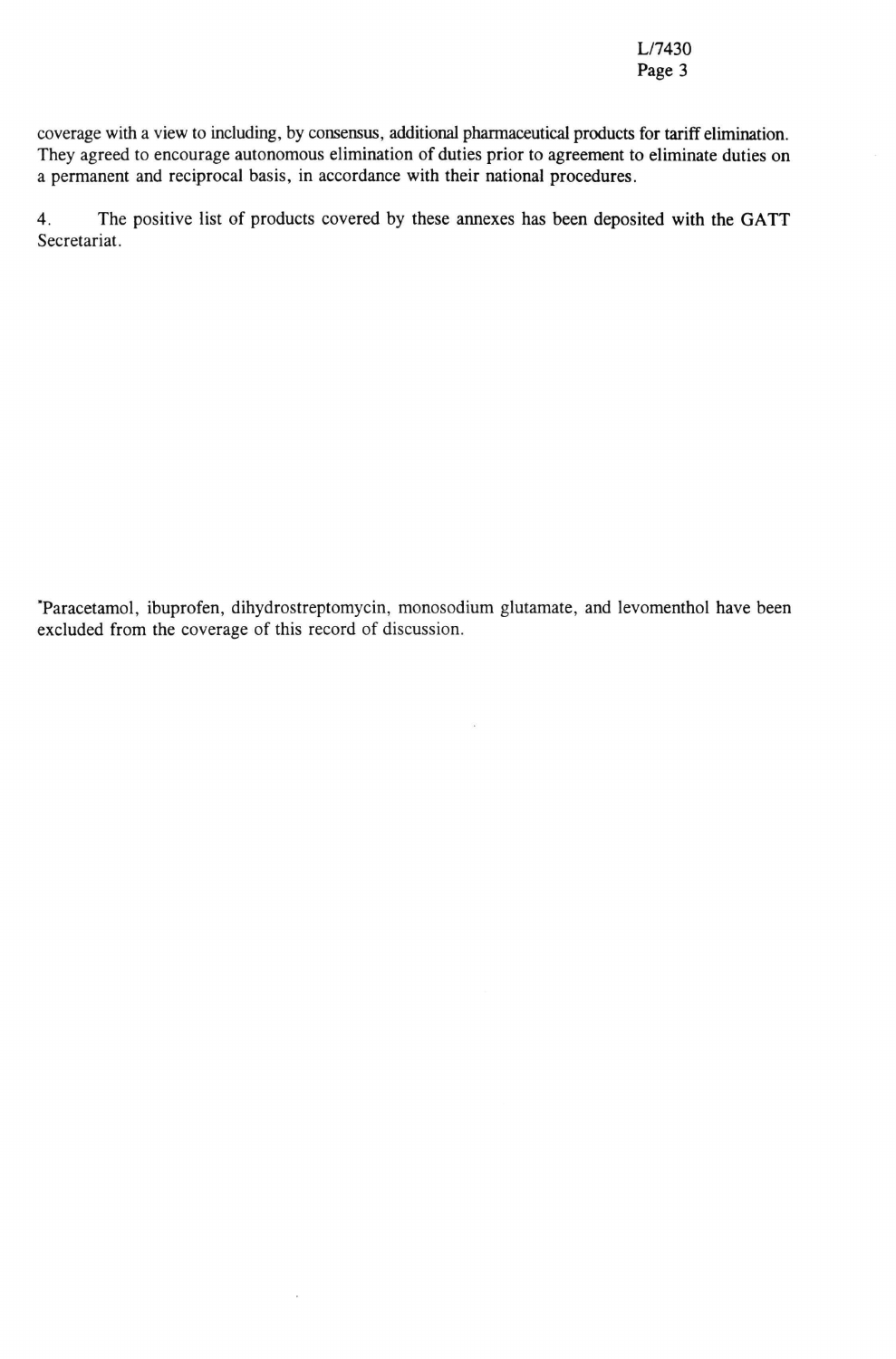coverage with a view to including, by consensus, additional pharmaceutical products for tariff elimination. They agreed to encourage autonomous elimination of duties prior to agreement to eliminate duties on a permanent and reciprocal basis, in accordance with their national procedures.

4. The positive list of products covered by these annexes has been deposited with the GATT Secretariat.

*Paracetamol, ibuprofen, dihydrostreptomycin, monosodium glutamate, and levomenthol have been excluded from the coverage of this record of discussion.